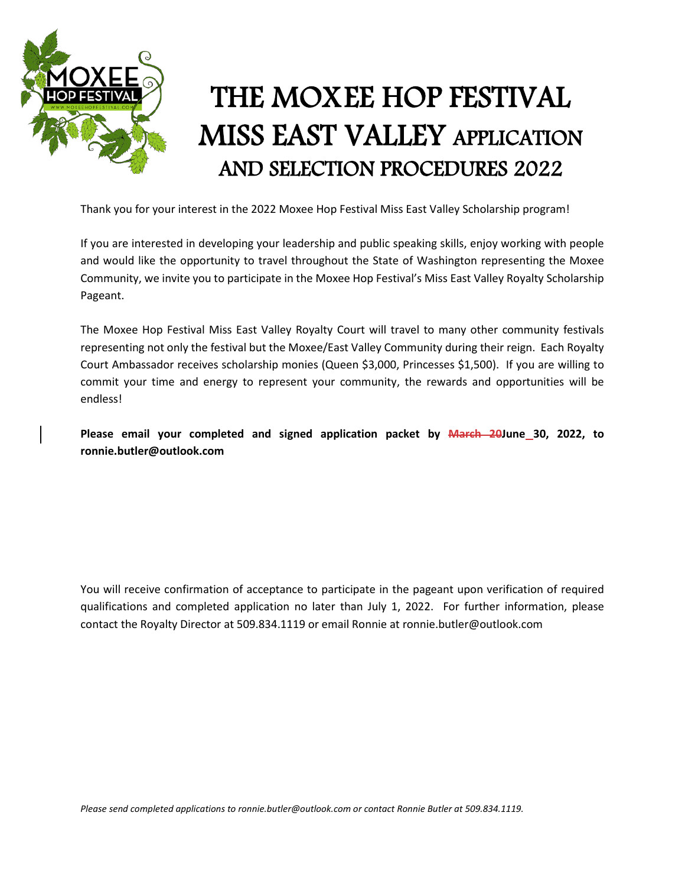# THE MOXEE HOP FESTIVAL MISS EAST VALLEY APPLICATION AND SELECTION PROCEDURES 2022

Thank you for your interest in the 2022 Moxee Hop Festival Miss East Valley Scholarship program!

If you are interested in developing your leadership and public speaking skills, enjoy working with people and would like the opportunity to travel throughout the State of Washington representing the Moxee Community, we invite you to participate in the Moxee Hop Festival's Miss East Valley Royalty Scholarship Pageant.

The Moxee Hop Festival Miss East Valley Royalty Court will travel to many other community festivals representing not only the festival but the Moxee/East Valley Community during their reign. Each Royalty Court Ambassador receives scholarship monies (Queen $3,000, Princesses $1,500). If you are willing to commit your time and energy to represent your community, the rewards and opportunities will be endless!

**Please email your completed and signed application packet by ~~March 20~~June 30, 2022, to ronnie.butler@outlook.com**

You will receive confirmation of acceptance to participate in the pageant upon verification of required qualifications and completed application no later than July 1, 2022. For further information, please contact the Royalty Director at 509.834.1119 or email Ronnie at ronnie.butler@outlook.com

*Please send completed applications to ronnie.butler@outlook.com or contact Ronnie Butler at 509.834.1119.*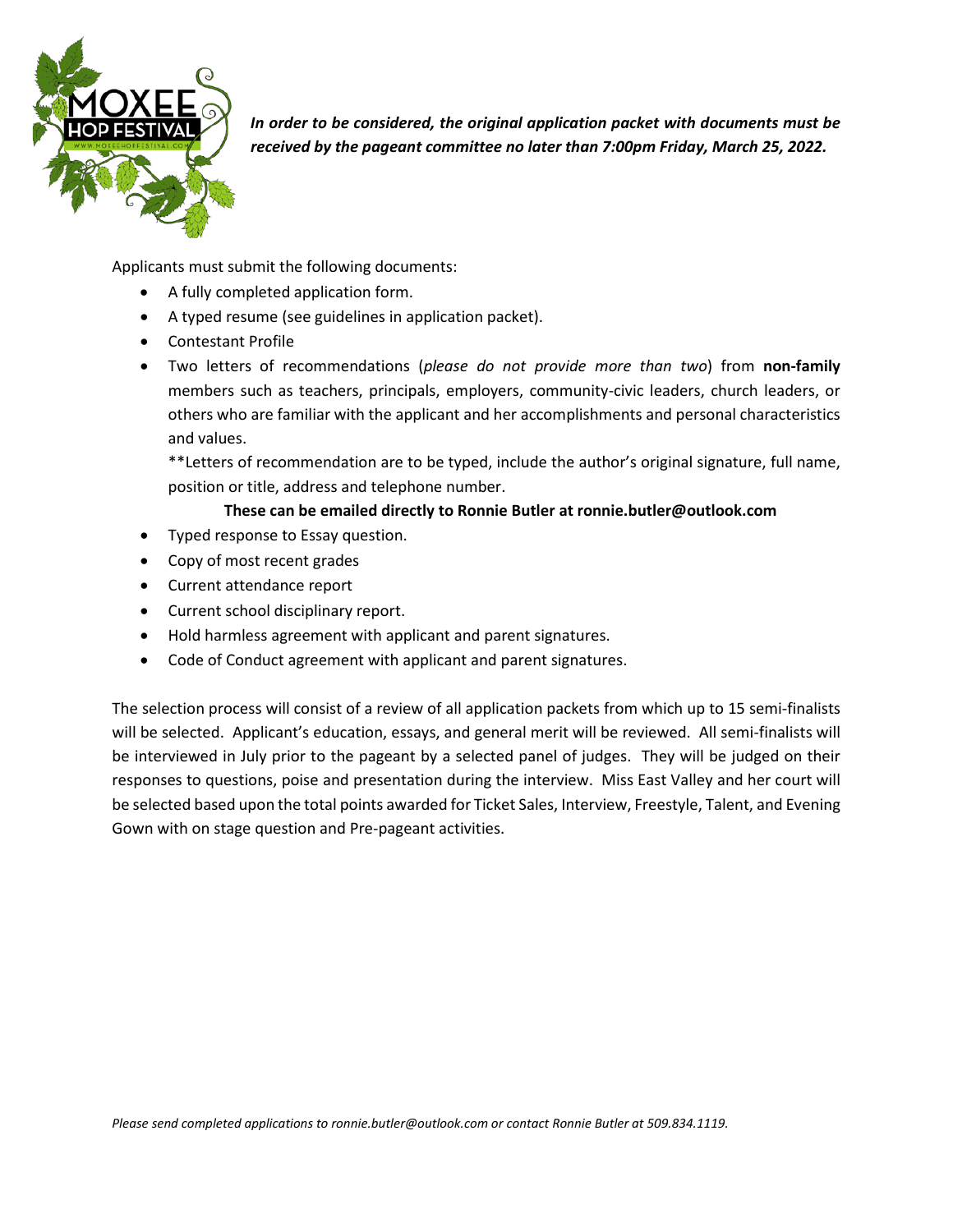***In order to be considered, the original application packet with documents must be received by the pageant committee no later than 7:00pm Friday, March 25, 2022.***

Applicants must submit the following documents:

- A fully completed application form.
- A typed resume (see guidelines in application packet).
- Contestant Profile
- Two letters of recommendations (*please do not provide more than two*) from **non-family** members such as teachers, principals, employers, community-civic leaders, church leaders, or others who are familiar with the applicant and her accomplishments and personal characteristics and values.

  **Letters of recommendation are to be typed, include the author's original signature, full name, position or title, address and telephone number.

  **These can be emailed directly to Ronnie Butler at ronnie.butler@outlook.com**
- Typed response to Essay question.
- Copy of most recent grades
- Current attendance report
- Current school disciplinary report.
- Hold harmless agreement with applicant and parent signatures.
- Code of Conduct agreement with applicant and parent signatures.

The selection process will consist of a review of all application packets from which up to 15 semi-finalists will be selected. Applicant's education, essays, and general merit will be reviewed. All semi-finalists will be interviewed in July prior to the pageant by a selected panel of judges. They will be judged on their responses to questions, poise and presentation during the interview. Miss East Valley and her court will be selected based upon the total points awarded for Ticket Sales, Interview, Freestyle, Talent, and Evening Gown with on stage question and Pre-pageant activities.

*Please send completed applications to ronnie.butler@outlook.com or contact Ronnie Butler at 509.834.1119.*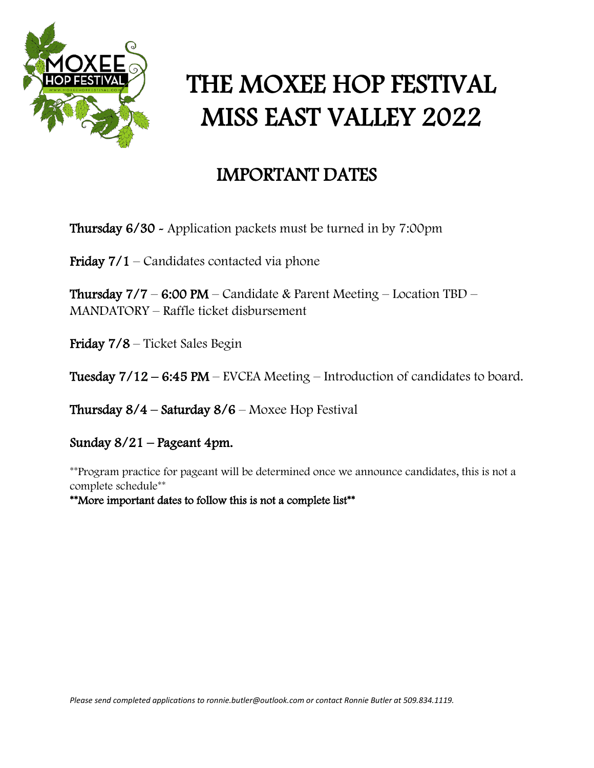# THE MOXEE HOP FESTIVAL MISS EAST VALLEY 2022

## IMPORTANT DATES

**Thursday 6/30** - Application packets must be turned in by 7:00pm

**Friday 7/1** – Candidates contacted via phone

**Thursday 7/7** – **6:00 PM** – Candidate & Parent Meeting – Location TBD – MANDATORY – Raffle ticket disbursement

**Friday 7/8** – Ticket Sales Begin

**Tuesday 7/12 – 6:45 PM** – EVCEA Meeting – Introduction of candidates to board.

**Thursday 8/4 – Saturday 8/6** – Moxee Hop Festival

**Sunday 8/21 – Pageant 4pm.**

**Program practice for pageant will be determined once we announce candidates, this is not a complete schedule**

****More important dates to follow this is not a complete list****

*Please send completed applications to ronnie.butler@outlook.com or contact Ronnie Butler at 509.834.1119.*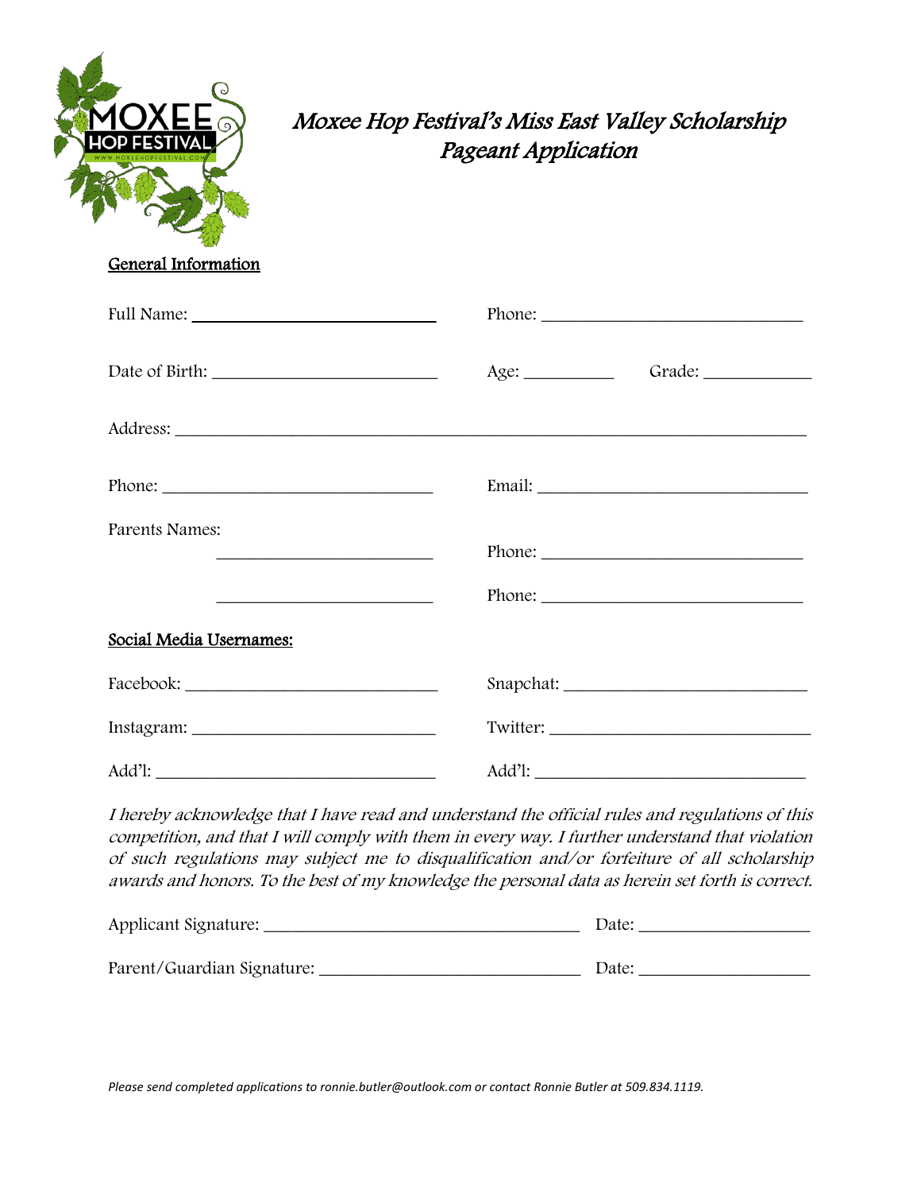# Moxee Hop Festival's Miss East Valley Scholarship Pageant Application

## General Information

Full Name: ______________________________ Phone: ______________________________

Date of Birth: ______________________________ Age: __________ Grade: ____________

Address: ______________________________________________________________________

Phone: ______________________________ Email: ______________________________

Parents Names:

______________________________ Phone: ______________________________

______________________________ Phone: ______________________________

## Social Media Usernames:

Facebook: ______________________________ Snapchat: ______________________________

Instagram: ______________________________ Twitter: ______________________________

Add'l: ______________________________ Add'l: ______________________________

*I hereby acknowledge that I have read and understand the official rules and regulations of this competition, and that I will comply with them in every way. I further understand that violation of such regulations may subject me to disqualification and/or forfeiture of all scholarship awards and honors. To the best of my knowledge the personal data as herein set forth is correct.*

Applicant Signature: ____________________________________ Date: ____________________

Parent/Guardian Signature: ______________________________ Date: ____________________

*Please send completed applications to ronnie.butler@outlook.com or contact Ronnie Butler at 509.834.1119.*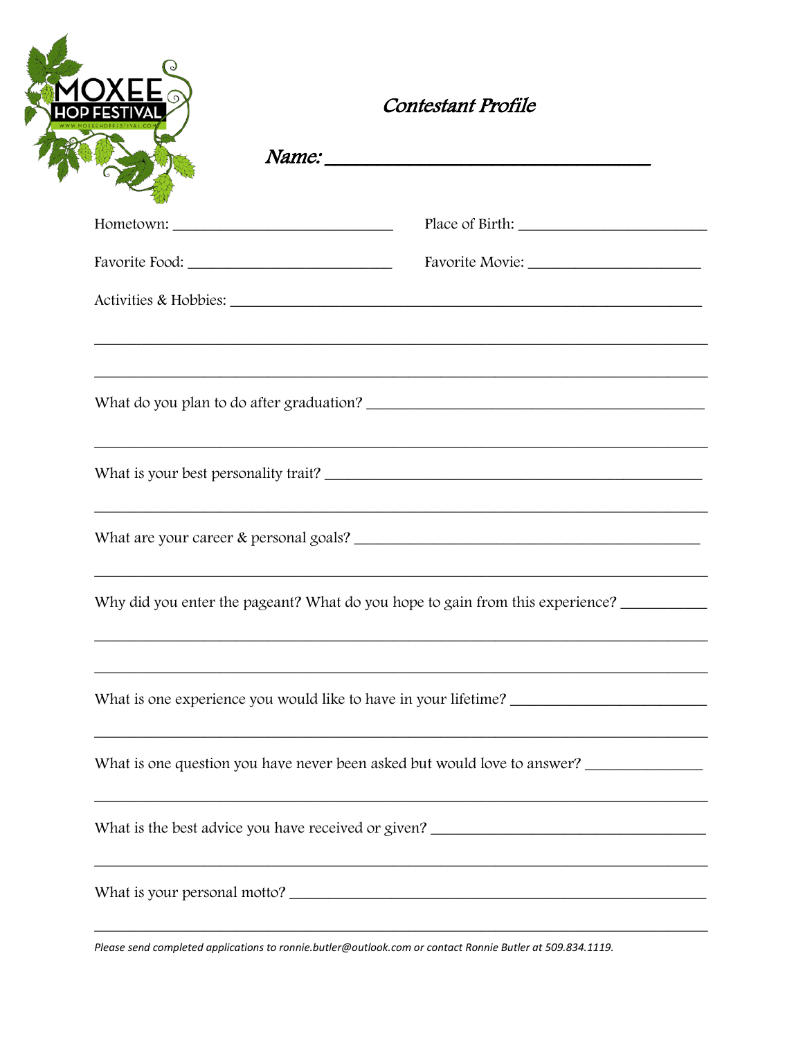MOXEE HOP FESTIVAL

WWW.MOXEEHOPFESTIVAL.COM

# *Contestant Profile*

*Name:* ________________________________

Hometown: ____________________________ Place of Birth: ______________________

Favorite Food: __________________________ Favorite Movie: _____________________

Activities & Hobbies: ____________________________________________________________

_______________________________________________________________________________

_______________________________________________________________________________

What do you plan to do after graduation? __________________________________________

_______________________________________________________________________________

What is your best personality trait? _______________________________________________

_______________________________________________________________________________

What are your career & personal goals? ____________________________________________

_______________________________________________________________________________

Why did you enter the pageant? What do you hope to gain from this experience? __________

_______________________________________________________________________________

_______________________________________________________________________________

What is one experience you would like to have in your lifetime? _______________________

_______________________________________________________________________________

What is one question you have never been asked but would love to answer? ______________

_______________________________________________________________________________

What is the best advice you have received or given? __________________________________

_______________________________________________________________________________

What is your personal motto? ___________________________________________________

_______________________________________________________________________________

*Please send completed applications to ronnie.butler@outlook.com or contact Ronnie Butler at 509.834.1119.*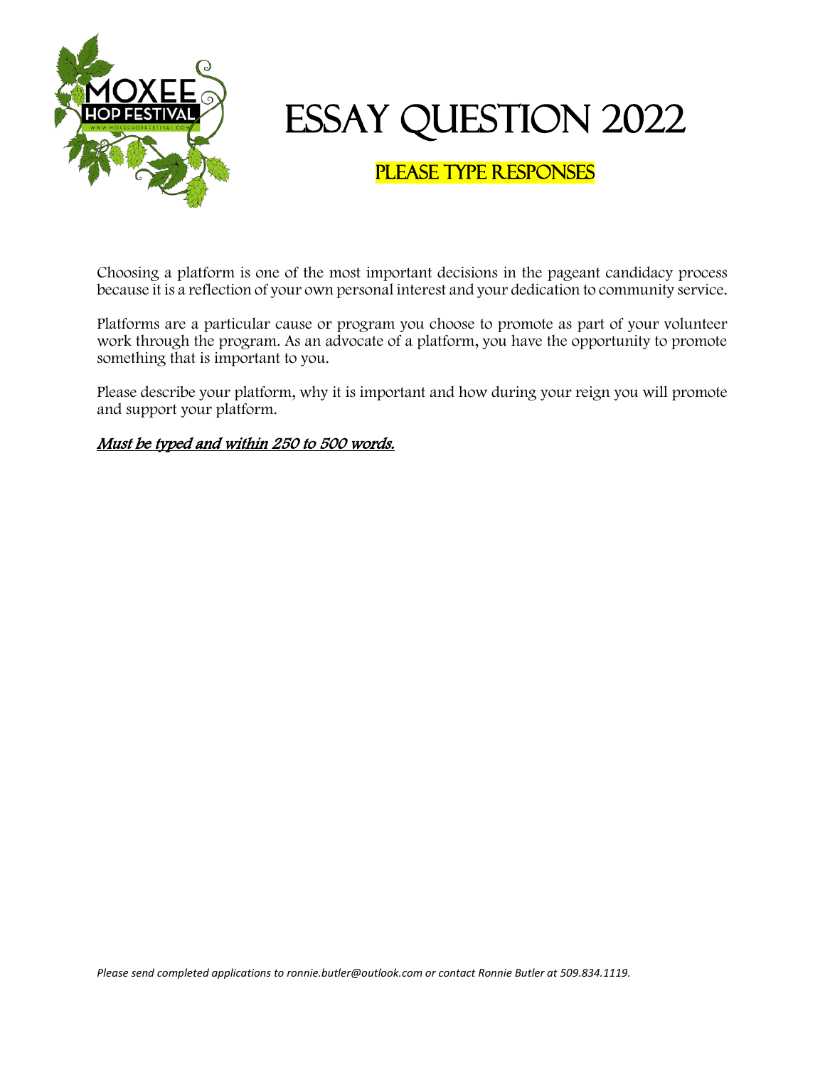# ESSAY QUESTION 2022

## PLEASE TYPE RESPONSES

Choosing a platform is one of the most important decisions in the pageant candidacy process because it is a reflection of your own personal interest and your dedication to community service.

Platforms are a particular cause or program you choose to promote as part of your volunteer work through the program. As an advocate of a platform, you have the opportunity to promote something that is important to you.

Please describe your platform, why it is important and how during your reign you will promote and support your platform.

***Must be typed and within 250 to 500 words.***

*Please send completed applications to ronnie.butler@outlook.com or contact Ronnie Butler at 509.834.1119.*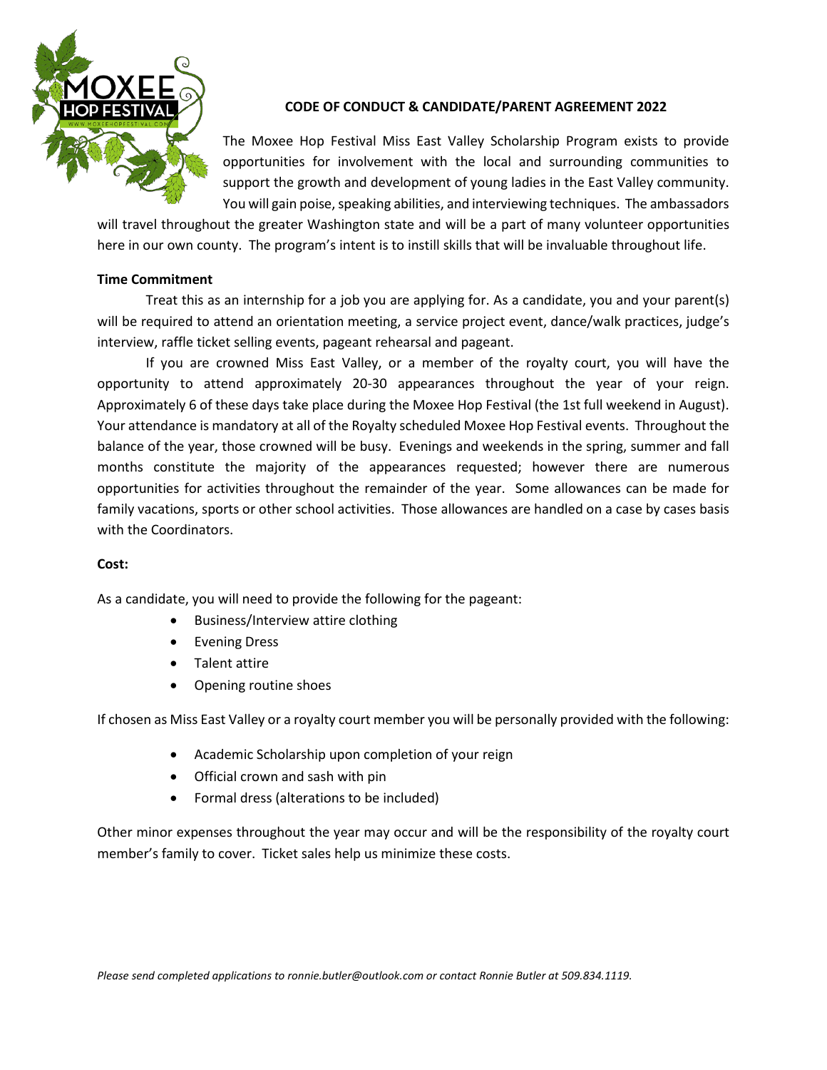## CODE OF CONDUCT & CANDIDATE/PARENT AGREEMENT 2022

The Moxee Hop Festival Miss East Valley Scholarship Program exists to provide opportunities for involvement with the local and surrounding communities to support the growth and development of young ladies in the East Valley community. You will gain poise, speaking abilities, and interviewing techniques. The ambassadors will travel throughout the greater Washington state and will be a part of many volunteer opportunities here in our own county. The program's intent is to instill skills that will be invaluable throughout life.

**Time Commitment**

Treat this as an internship for a job you are applying for. As a candidate, you and your parent(s) will be required to attend an orientation meeting, a service project event, dance/walk practices, judge's interview, raffle ticket selling events, pageant rehearsal and pageant.

If you are crowned Miss East Valley, or a member of the royalty court, you will have the opportunity to attend approximately 20-30 appearances throughout the year of your reign. Approximately 6 of these days take place during the Moxee Hop Festival (the 1st full weekend in August). Your attendance is mandatory at all of the Royalty scheduled Moxee Hop Festival events. Throughout the balance of the year, those crowned will be busy. Evenings and weekends in the spring, summer and fall months constitute the majority of the appearances requested; however there are numerous opportunities for activities throughout the remainder of the year. Some allowances can be made for family vacations, sports or other school activities. Those allowances are handled on a case by cases basis with the Coordinators.

**Cost:**

As a candidate, you will need to provide the following for the pageant:

- Business/Interview attire clothing
- Evening Dress
- Talent attire
- Opening routine shoes

If chosen as Miss East Valley or a royalty court member you will be personally provided with the following:

- Academic Scholarship upon completion of your reign
- Official crown and sash with pin
- Formal dress (alterations to be included)

Other minor expenses throughout the year may occur and will be the responsibility of the royalty court member's family to cover. Ticket sales help us minimize these costs.

*Please send completed applications to ronnie.butler@outlook.com or contact Ronnie Butler at 509.834.1119.*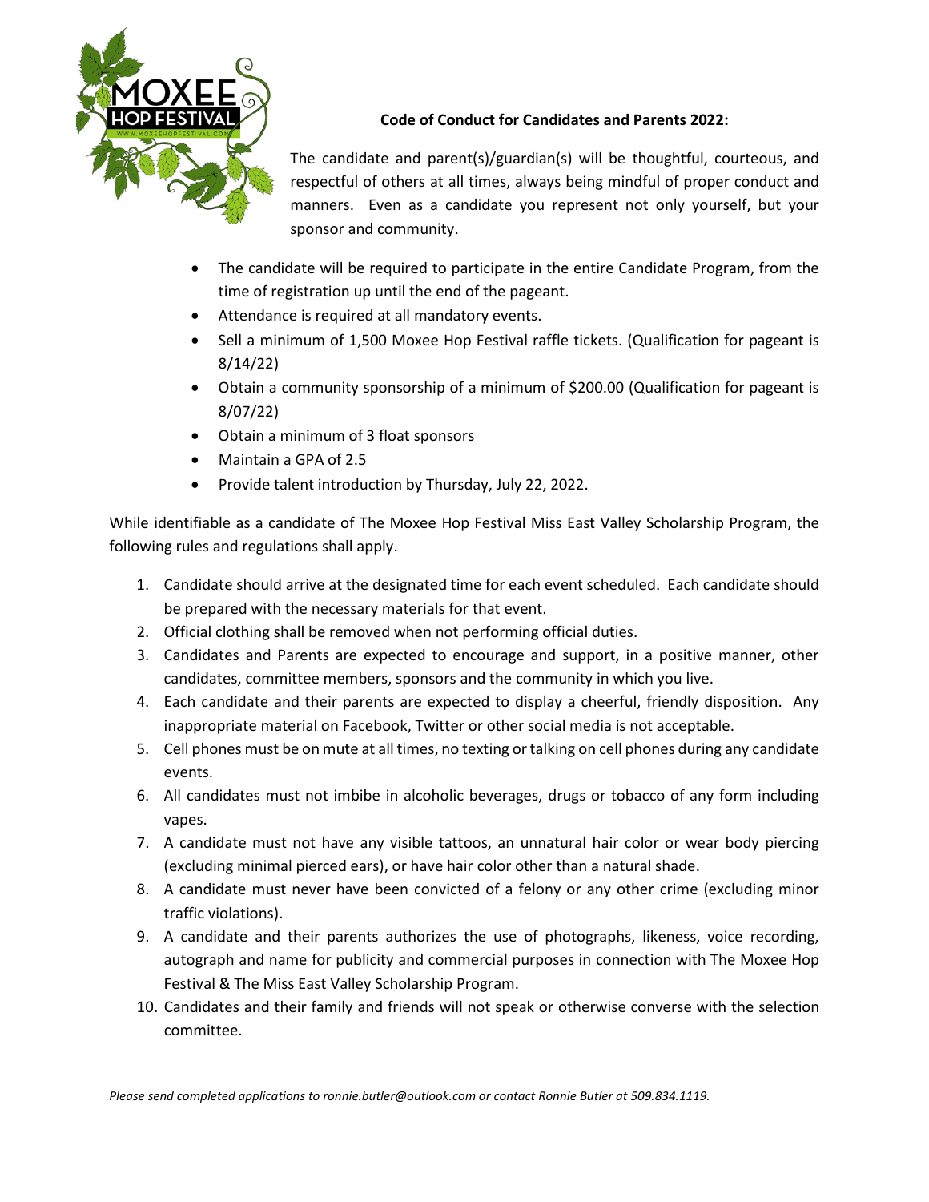**Code of Conduct for Candidates and Parents 2022:**

The candidate and parent(s)/guardian(s) will be thoughtful, courteous, and respectful of others at all times, always being mindful of proper conduct and manners. Even as a candidate you represent not only yourself, but your sponsor and community.

- The candidate will be required to participate in the entire Candidate Program, from the time of registration up until the end of the pageant.
- Attendance is required at all mandatory events.
- Sell a minimum of 1,500 Moxee Hop Festival raffle tickets. (Qualification for pageant is 8/14/22)
- Obtain a community sponsorship of a minimum of $200.00 (Qualification for pageant is 8/07/22)
- Obtain a minimum of 3 float sponsors
- Maintain a GPA of 2.5
- Provide talent introduction by Thursday, July 22, 2022.

While identifiable as a candidate of The Moxee Hop Festival Miss East Valley Scholarship Program, the following rules and regulations shall apply.

1. Candidate should arrive at the designated time for each event scheduled. Each candidate should be prepared with the necessary materials for that event.
2. Official clothing shall be removed when not performing official duties.
3. Candidates and Parents are expected to encourage and support, in a positive manner, other candidates, committee members, sponsors and the community in which you live.
4. Each candidate and their parents are expected to display a cheerful, friendly disposition. Any inappropriate material on Facebook, Twitter or other social media is not acceptable.
5. Cell phones must be on mute at all times, no texting or talking on cell phones during any candidate events.
6. All candidates must not imbibe in alcoholic beverages, drugs or tobacco of any form including vapes.
7. A candidate must not have any visible tattoos, an unnatural hair color or wear body piercing (excluding minimal pierced ears), or have hair color other than a natural shade.
8. A candidate must never have been convicted of a felony or any other crime (excluding minor traffic violations).
9. A candidate and their parents authorizes the use of photographs, likeness, voice recording, autograph and name for publicity and commercial purposes in connection with The Moxee Hop Festival & The Miss East Valley Scholarship Program.
10. Candidates and their family and friends will not speak or otherwise converse with the selection committee.

*Please send completed applications to ronnie.butler@outlook.com or contact Ronnie Butler at 509.834.1119.*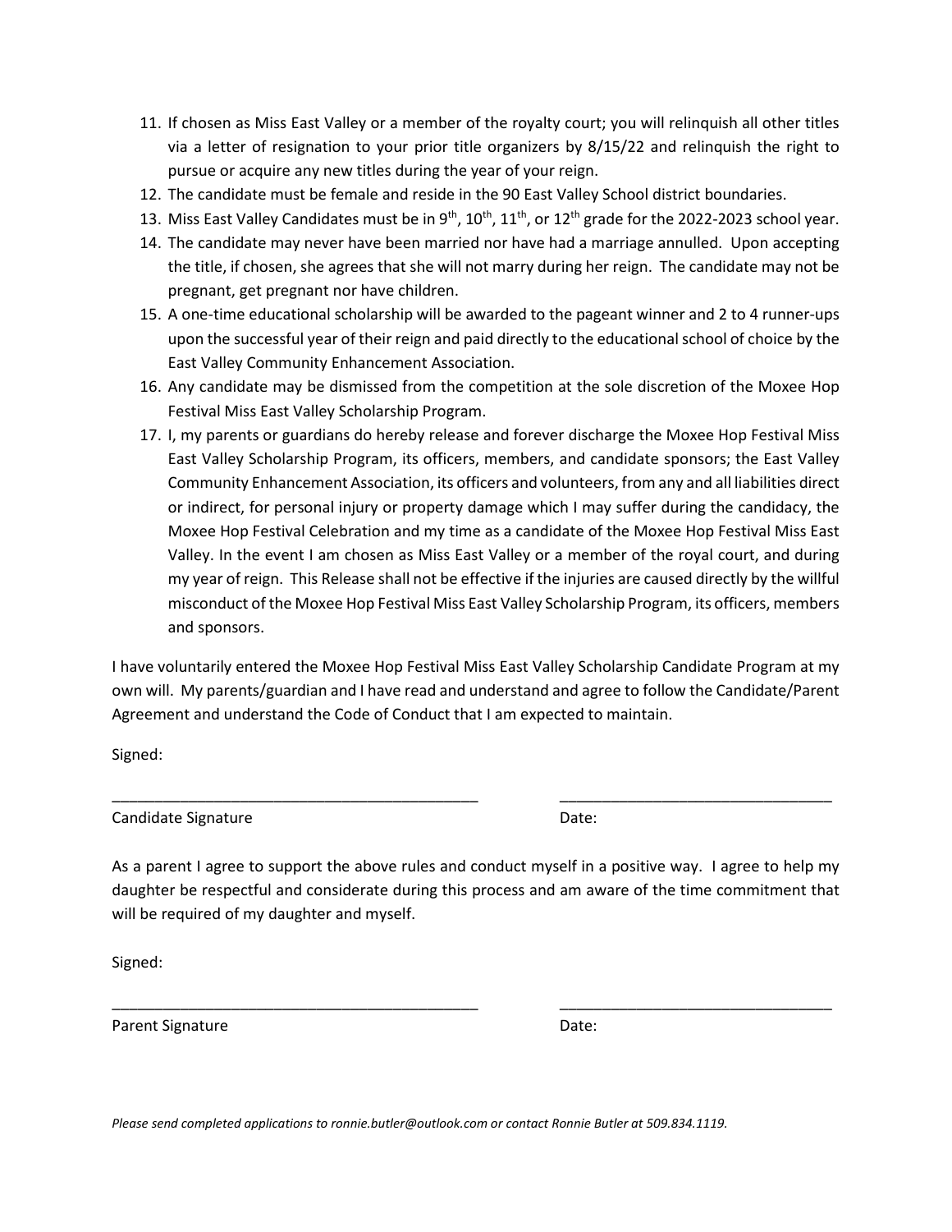11. If chosen as Miss East Valley or a member of the royalty court; you will relinquish all other titles via a letter of resignation to your prior title organizers by 8/15/22 and relinquish the right to pursue or acquire any new titles during the year of your reign.
12. The candidate must be female and reside in the 90 East Valley School district boundaries.
13. Miss East Valley Candidates must be in 9th, 10th, 11th, or 12th grade for the 2022-2023 school year.
14. The candidate may never have been married nor have had a marriage annulled. Upon accepting the title, if chosen, she agrees that she will not marry during her reign. The candidate may not be pregnant, get pregnant nor have children.
15. A one-time educational scholarship will be awarded to the pageant winner and 2 to 4 runner-ups upon the successful year of their reign and paid directly to the educational school of choice by the East Valley Community Enhancement Association.
16. Any candidate may be dismissed from the competition at the sole discretion of the Moxee Hop Festival Miss East Valley Scholarship Program.
17. I, my parents or guardians do hereby release and forever discharge the Moxee Hop Festival Miss East Valley Scholarship Program, its officers, members, and candidate sponsors; the East Valley Community Enhancement Association, its officers and volunteers, from any and all liabilities direct or indirect, for personal injury or property damage which I may suffer during the candidacy, the Moxee Hop Festival Celebration and my time as a candidate of the Moxee Hop Festival Miss East Valley. In the event I am chosen as Miss East Valley or a member of the royal court, and during my year of reign. This Release shall not be effective if the injuries are caused directly by the willful misconduct of the Moxee Hop Festival Miss East Valley Scholarship Program, its officers, members and sponsors.

I have voluntarily entered the Moxee Hop Festival Miss East Valley Scholarship Candidate Program at my own will. My parents/guardian and I have read and understand and agree to follow the Candidate/Parent Agreement and understand the Code of Conduct that I am expected to maintain.

Signed:

_____________________________________________ ________________________________

Candidate Signature Date:

As a parent I agree to support the above rules and conduct myself in a positive way. I agree to help my daughter be respectful and considerate during this process and am aware of the time commitment that will be required of my daughter and myself.

Signed:

_____________________________________________ ________________________________

Parent Signature Date:

*Please send completed applications to ronnie.butler@outlook.com or contact Ronnie Butler at 509.834.1119.*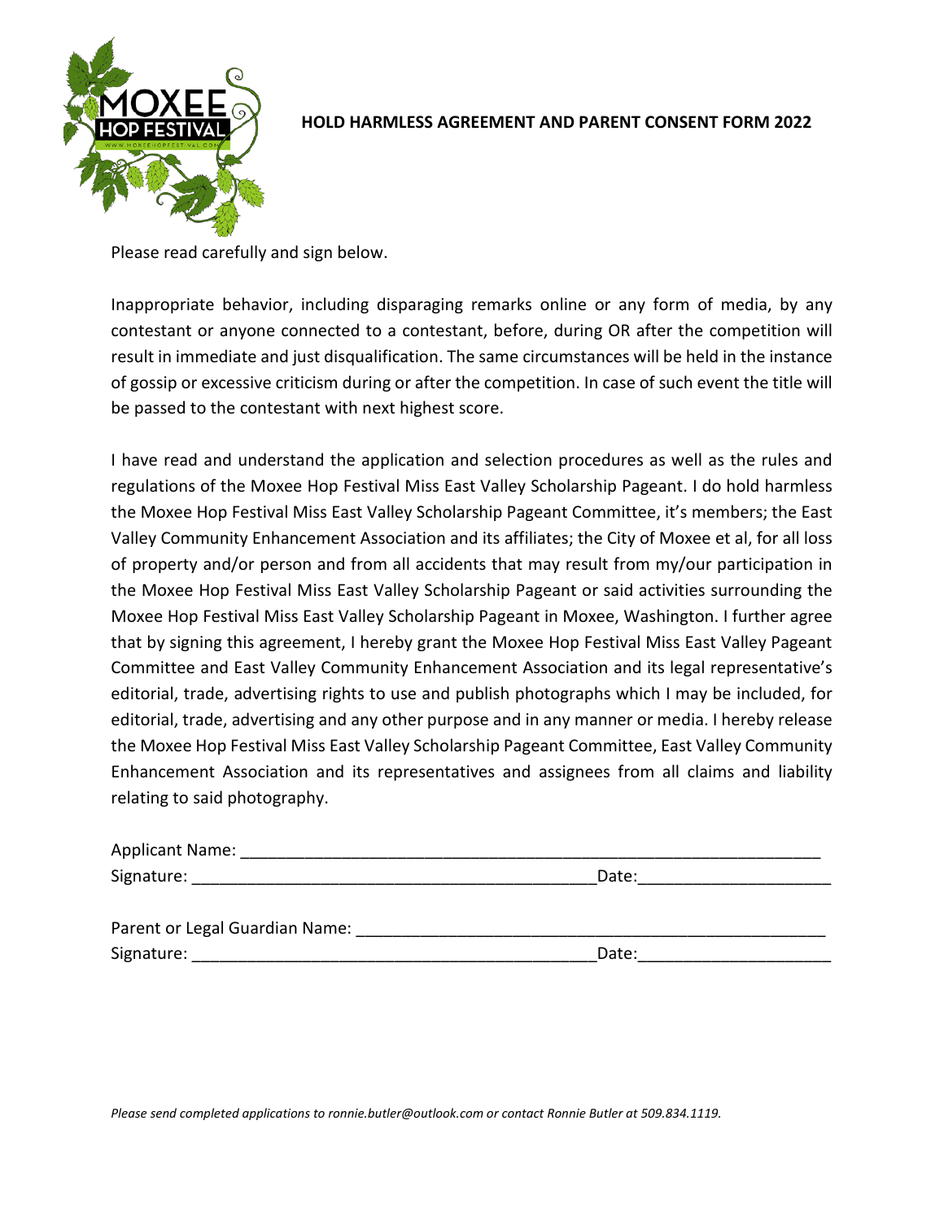**HOLD HARMLESS AGREEMENT AND PARENT CONSENT FORM 2022**

Please read carefully and sign below.

Inappropriate behavior, including disparaging remarks online or any form of media, by any contestant or anyone connected to a contestant, before, during OR after the competition will result in immediate and just disqualification. The same circumstances will be held in the instance of gossip or excessive criticism during or after the competition. In case of such event the title will be passed to the contestant with next highest score.

I have read and understand the application and selection procedures as well as the rules and regulations of the Moxee Hop Festival Miss East Valley Scholarship Pageant. I do hold harmless the Moxee Hop Festival Miss East Valley Scholarship Pageant Committee, it's members; the East Valley Community Enhancement Association and its affiliates; the City of Moxee et al, for all loss of property and/or person and from all accidents that may result from my/our participation in the Moxee Hop Festival Miss East Valley Scholarship Pageant or said activities surrounding the Moxee Hop Festival Miss East Valley Scholarship Pageant in Moxee, Washington. I further agree that by signing this agreement, I hereby grant the Moxee Hop Festival Miss East Valley Pageant Committee and East Valley Community Enhancement Association and its legal representative's editorial, trade, advertising rights to use and publish photographs which I may be included, for editorial, trade, advertising and any other purpose and in any manner or media. I hereby release the Moxee Hop Festival Miss East Valley Scholarship Pageant Committee, East Valley Community Enhancement Association and its representatives and assignees from all claims and liability relating to said photography.

Applicant Name: ______________________________________________________________

Signature: ____________________________________________Date:____________________

Parent or Legal Guardian Name: ____________________________________________________

Signature: ____________________________________________Date:____________________

*Please send completed applications to ronnie.butler@outlook.com or contact Ronnie Butler at 509.834.1119.*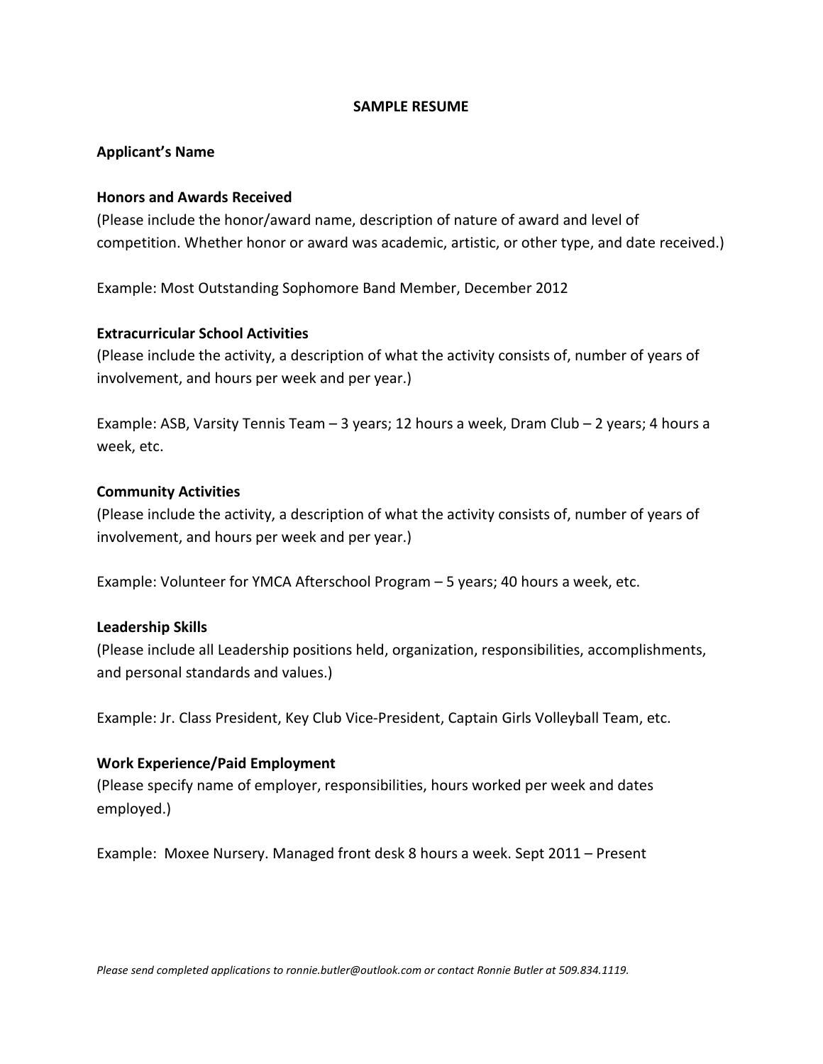# SAMPLE RESUME

**Applicant's Name**

**Honors and Awards Received**

(Please include the honor/award name, description of nature of award and level of competition. Whether honor or award was academic, artistic, or other type, and date received.)

Example: Most Outstanding Sophomore Band Member, December 2012

**Extracurricular School Activities**

(Please include the activity, a description of what the activity consists of, number of years of involvement, and hours per week and per year.)

Example: ASB, Varsity Tennis Team – 3 years; 12 hours a week, Dram Club – 2 years; 4 hours a week, etc.

**Community Activities**

(Please include the activity, a description of what the activity consists of, number of years of involvement, and hours per week and per year.)

Example: Volunteer for YMCA Afterschool Program – 5 years; 40 hours a week, etc.

**Leadership Skills**

(Please include all Leadership positions held, organization, responsibilities, accomplishments, and personal standards and values.)

Example: Jr. Class President, Key Club Vice-President, Captain Girls Volleyball Team, etc.

**Work Experience/Paid Employment**

(Please specify name of employer, responsibilities, hours worked per week and dates employed.)

Example: Moxee Nursery. Managed front desk 8 hours a week. Sept 2011 – Present

*Please send completed applications to ronnie.butler@outlook.com or contact Ronnie Butler at 509.834.1119.*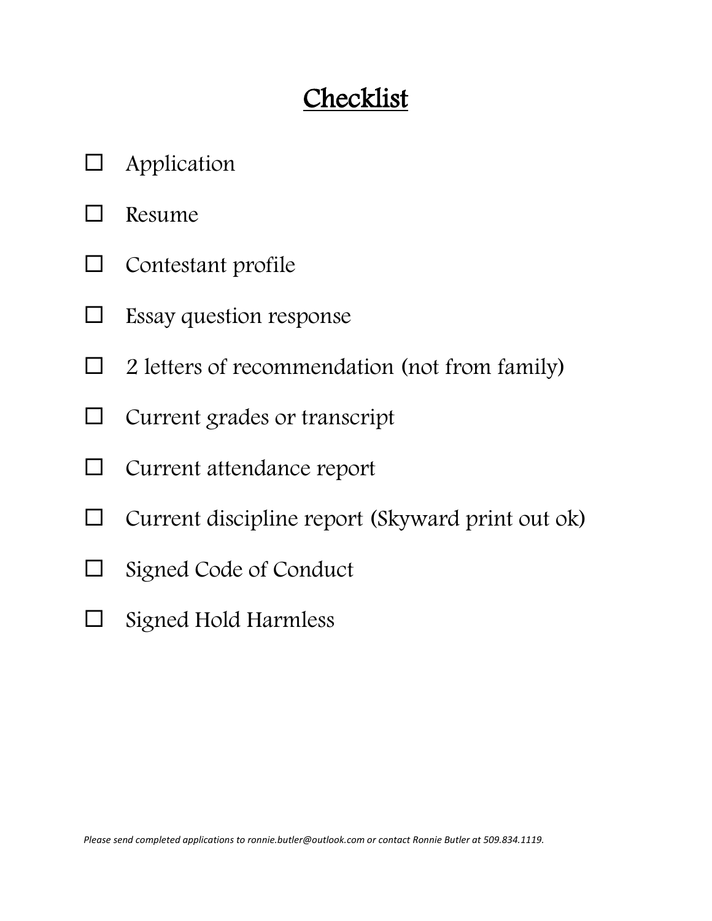# Checklist

- ☐ Application
- ☐ Resume
- ☐ Contestant profile
- ☐ Essay question response
- ☐ 2 letters of recommendation (not from family)
- ☐ Current grades or transcript
- ☐ Current attendance report
- ☐ Current discipline report (Skyward print out ok)
- ☐ Signed Code of Conduct
- ☐ Signed Hold Harmless

*Please send completed applications to ronnie.butler@outlook.com or contact Ronnie Butler at 509.834.1119.*